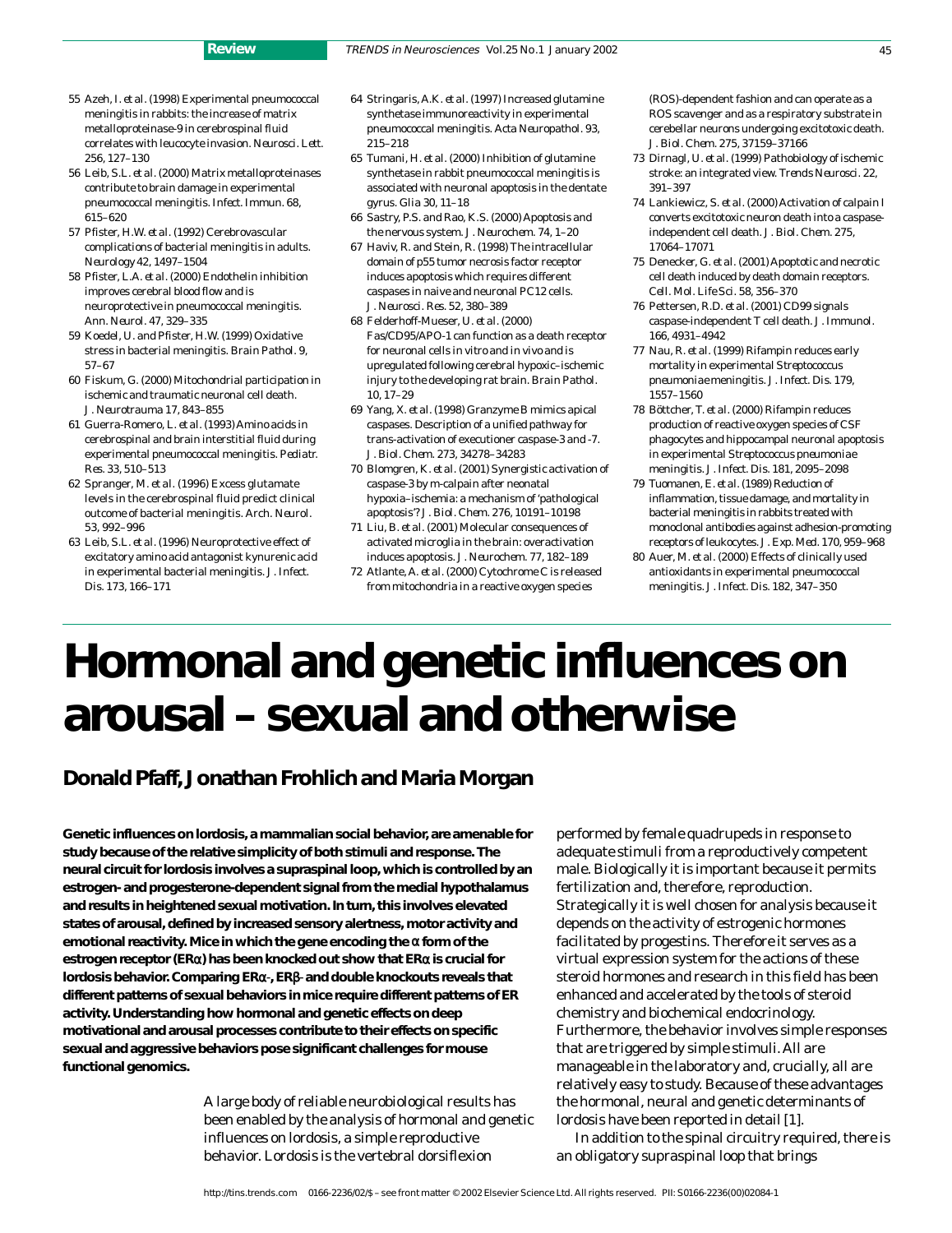55 Azeh, I. *et al.* (1998) Experimental pneumococcal meningitis in rabbits: the increase of matrix metalloproteinase-9 in cerebrospinal fluid correlates with leucocyte invasion. *Neurosci. Lett.* 256, 127–130

56 Leib, S.L. *et al.* (2000) Matrix metalloproteinases contribute to brain damage in experimental pneumococcal meningitis. *Infect. Immun.* 68, 615–620

57 Pfister, H.W. *et al.* (1992) Cerebrovascular complications of bacterial meningitis in adults. *Neurology* 42, 1497–1504

58 Pfister, L.A. *et al.* (2000) Endothelin inhibition improves cerebral blood flow and is neuroprotective in pneumococcal meningitis. *Ann. Neurol.* 47, 329–335

59 Koedel, U. and Pfister, H.W. (1999) Oxidative stress in bacterial meningitis. *Brain Pathol.* 9, 57–67

60 Fiskum, G. (2000) Mitochondrial participation in ischemic and traumatic neuronal cell death. *J. Neurotrauma* 17, 843–855

61 Guerra-Romero, L. *et al.* (1993) Amino acids in cerebrospinal and brain interstitial fluid during experimental pneumococcal meningitis. *Pediatr. Res.* 33, 510–513

62 Spranger, M. *et al.* (1996) Excess glutamate levels in the cerebrospinal fluid predict clinical outcome of bacterial meningitis. *Arch. Neurol.* 53, 992–996

63 Leib, S.L. *et al.* (1996) Neuroprotective effect of excitatory amino acid antagonist kynurenic acid in experimental bacterial meningitis. *J. Infect. Dis.* 173, 166–171

64 Stringaris, A.K. *et al.* (1997) Increased glutamine synthetase immunoreactivity in experimental pneumococcal meningitis. *Acta Neuropathol.* 93, 215–218

65 Tumani, H. *et al.* (2000) Inhibition of glutamine synthetase in rabbit pneumococcal meningitis is associated with neuronal apoptosis in the dentate gyrus. *Glia* 30, 11–18

66 Sastry, P.S. and Rao, K.S. (2000) Apoptosis and the nervous system. *J. Neurochem.* 74, 1–20

67 Haviv, R. and Stein, R. (1998) The intracellular domain of p55 tumor necrosis factor receptor induces apoptosis which requires different caspases in naive and neuronal PC12 cells. *J. Neurosci. Res.* 52, 380–389

68 Felderhoff-Mueser, U. *et al.* (2000) Fas/CD95/APO-1 can function as a death receptor for neuronal cells in vitro and in vivo and is upregulated following cerebral hypoxic–ischemic injury to the developing rat brain. *Brain Pathol.* 10, 17–29

69 Yang, X. *et al.* (1998) Granzyme B mimics apical caspases. Description of a unified pathway for trans-activation of executioner caspase-3 and -7. *J. Biol. Chem.* 273, 34278–34283

70 Blomgren, K. *et al.* (2001) Synergistic activation of caspase-3 by m-calpain after neonatal hypoxia–ischemia: a mechanism of 'pathological apoptosis'? *J. Biol. Chem.* 276, 10191–10198

71 Liu, B. *et al.* (2001) Molecular consequences of activated microglia in the brain: overactivation induces apoptosis. *J. Neurochem.* 77, 182–189

72 Atlante, A. *et al.* (2000) Cytochrome C is released from mitochondria in a reactive oxygen species (ROS)-dependent fashion and can operate as a ROS scavenger and as a respiratory substrate in cerebellar neurons undergoing excitotoxic death. *J. Biol. Chem.* 275, 37159–37166

73 Dirnagl, U. *et al.* (1999) Pathobiology of ischemic stroke: an integrated view. *Trends Neurosci.* 22, 391–397

74 Lankiewicz, S. *et al.* (2000) Activation of calpain I converts excitotoxic neuron death into a caspase-independent cell death. *J. Biol. Chem.* 275, 17064–17071

75 Denecker, G. *et al.* (2001) Apoptotic and necrotic cell death induced by death domain receptors. *Cell. Mol. Life Sci.* 58, 356–370

76 Pettersen, R.D. *et al.* (2001) CD99 signals caspase-independent T cell death. *J. Immunol.* 166, 4931–4942

77 Nau, R. *et al.* (1999) Rifampin reduces early mortality in experimental *Streptococcus pneumoniae* meningitis. *J. Infect. Dis.* 179, 1557–1560

78 Böttcher, T. *et al.* (2000) Rifampin reduces production of reactive oxygen species of CSF phagocytes and hippocampal neuronal apoptosis in experimental *Streptococcus pneumoniae* meningitis. *J. Infect. Dis.* 181, 2095–2098

79 Tuomanen, E. *et al.* (1989) Reduction of inflammation, tissue damage, and mortality in bacterial meningitis in rabbits treated with monoclonal antibodies against adhesion-promoting receptors of leukocytes. *J. Exp. Med.* 170, 959–968

80 Auer, M. *et al.* (2000) Effects of clinically used antioxidants in experimental pneumococcal meningitis. *J. Infect. Dis.* 182, 347–350

# Hormonal and genetic influences on arousal – sexual and otherwise

## Donald Pfaff, Jonathan Frohlich and Maria Morgan

**Genetic influences on lordosis, a mammalian social behavior, are amenable for study because of the relative simplicity of both stimuli and response. The neural circuit for lordosis involves a supraspinal loop, which is controlled by an estrogen- and progesterone-dependent signal from the medial hypothalamus and results in heightened sexual motivation. In turn, this involves elevated states of arousal, defined by increased sensory alertness, motor activity and emotional reactivity. Mice in which the gene encoding the α form of the estrogen receptor (ERα) has been knocked out show that ERα is crucial for lordosis behavior. Comparing ERα-, ERβ- and double knockouts reveals that different patterns of sexual behaviors in mice require different patterns of ER activity. Understanding how hormonal and genetic effects on deep motivational and arousal processes contribute to their effects on specific sexual and aggressive behaviors pose significant challenges for mouse functional genomics.**

A large body of reliable neurobiological results has been enabled by the analysis of hormonal and genetic influences on lordosis, a simple reproductive behavior. Lordosis is the vertebral dorsiflexion performed by female quadrupeds in response to adequate stimuli from a reproductively competent male. Biologically it is important because it permits fertilization and, therefore, reproduction. Strategically it is well chosen for analysis because it depends on the activity of estrogenic hormones facilitated by progestins. Therefore it serves as a virtual expression system for the actions of these steroid hormones and research in this field has been enhanced and accelerated by the tools of steroid chemistry and biochemical endocrinology. Furthermore, the behavior involves simple responses that are triggered by simple stimuli. All are manageable in the laboratory and, crucially, all are relatively easy to study. Because of these advantages the hormonal, neural and genetic determinants of lordosis have been reported in detail [1].

In addition to the spinal circuitry required, there is an obligatory supraspinal loop that brings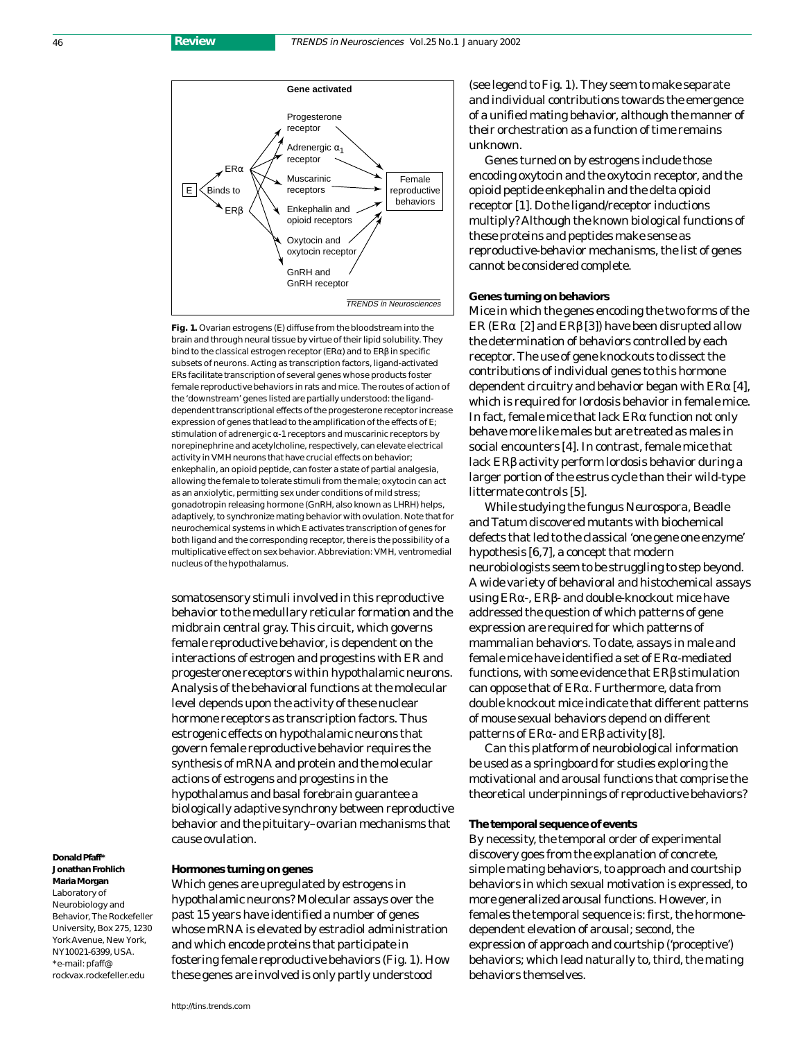Gene activated

E

Binds to

ERα

ERβ

Progesterone receptor

Adrenergic $\alpha_1$ receptor

Muscarinic receptors

Enkephalin and opioid receptors

Oxytocin and oxytocin receptor

GnRH and GnRH receptor

Female reproductive behaviors

TRENDS in Neurosciences

**Fig. 1.** Ovarian estrogens (E) diffuse from the bloodstream into the brain and through neural tissue by virtue of their lipid solubility. They bind to the classical estrogen receptor (ERα) and to ERβ in specific subsets of neurons. Acting as transcription factors, ligand-activated ERs facilitate transcription of several genes whose products foster female reproductive behaviors in rats and mice. The routes of action of the 'downstream' genes listed are partially understood: the ligand-dependent transcriptional effects of the progesterone receptor increase expression of genes that lead to the amplification of the effects of E; stimulation of adrenergic α-1 receptors and muscarinic receptors by norepinephrine and acetylcholine, respectively, can elevate electrical activity in VMH neurons that have crucial effects on behavior; enkephalin, an opioid peptide, can foster a state of partial analgesia, allowing the female to tolerate stimuli from the male; oxytocin can act as an anxiolytic, permitting sex under conditions of mild stress; gonadotropin releasing hormone (GnRH, also known as LHRH) helps, adaptively, to synchronize mating behavior with ovulation. Note that for neurochemical systems in which E activates transcription of genes for both ligand and the corresponding receptor, there is the possibility of a multiplicative effect on sex behavior. Abbreviation: VMH, ventromedial nucleus of the hypothalamus.

somatosensory stimuli involved in this reproductive behavior to the medullary reticular formation and the midbrain central gray. This circuit, which governs female reproductive behavior, is dependent on the interactions of estrogen and progestins with ER and progesterone receptors within hypothalamic neurons. Analysis of the behavioral functions at the molecular level depends upon the activity of these nuclear hormone receptors as transcription factors. Thus estrogenic effects on hypothalamic neurons that govern female reproductive behavior requires the synthesis of mRNA and protein and the molecular actions of estrogens and progestins in the hypothalamus and basal forebrain guarantee a biologically adaptive synchrony between reproductive behavior and the pituitary–ovarian mechanisms that cause ovulation.

**Donald Pfaff\***
**Jonathan Frohlich**
**Maria Morgan**
Laboratory of Neurobiology and Behavior, The Rockefeller University, Box 275, 1230 York Avenue, New York, NY10021-6399, USA.
\*e-mail: pfaff@rockvax.rockefeller.edu

### Hormones turning on genes

Which genes are upregulated by estrogens in hypothalamic neurons? Molecular assays over the past 15 years have identified a number of genes whose mRNA is elevated by estradiol administration and which encode proteins that participate in fostering female reproductive behaviors (Fig. 1). How these genes are involved is only partly understood (see legend to Fig. 1). They seem to make separate and individual contributions towards the emergence of a unified mating behavior, although the manner of their orchestration as a function of time remains unknown.

Genes turned on by estrogens include those encoding oxytocin and the oxytocin receptor, and the opioid peptide enkephalin and the delta opioid receptor [1]. Do the ligand/receptor inductions multiply? Although the known biological functions of these proteins and peptides make sense as reproductive-behavior mechanisms, the list of genes cannot be considered complete.

### Genes turning on behaviors

Mice in which the genes encoding the two forms of the ER (ERα [2] and ERβ [3]) have been disrupted allow the determination of behaviors controlled by each receptor. The use of gene knockouts to dissect the contributions of individual genes to this hormone dependent circuitry and behavior began with ERα [4], which is required for lordosis behavior in female mice. In fact, female mice that lack ERα function not only behave more like males but are treated as males in social encounters [4]. In contrast, female mice that lack ERβ activity perform lordosis behavior during a larger portion of the estrus cycle than their wild-type littermate controls [5].

While studying the fungus *Neurospora*, Beadle and Tatum discovered mutants with biochemical defects that led to the classical 'one gene one enzyme' hypothesis [6,7], a concept that modern neurobiologists seem to be struggling to step beyond. A wide variety of behavioral and histochemical assays using ERα-, ERβ- and double-knockout mice have addressed the question of which patterns of gene expression are required for which patterns of mammalian behaviors. To date, assays in male and female mice have identified a set of ERα-mediated functions, with some evidence that ERβ stimulation can oppose that of ERα. Furthermore, data from double knockout mice indicate that different patterns of mouse sexual behaviors depend on different patterns of ERα- and ERβ activity [8].

Can this platform of neurobiological information be used as a springboard for studies exploring the motivational and arousal functions that comprise the theoretical underpinnings of reproductive behaviors?

### The temporal sequence of events

By necessity, the temporal order of experimental discovery goes from the explanation of concrete, simple mating behaviors, to approach and courtship behaviors in which sexual motivation is expressed, to more generalized arousal functions. However, in females the temporal sequence is: first, the hormone-dependent elevation of arousal; second, the expression of approach and courtship ('proceptive') behaviors; which lead naturally to, third, the mating behaviors themselves.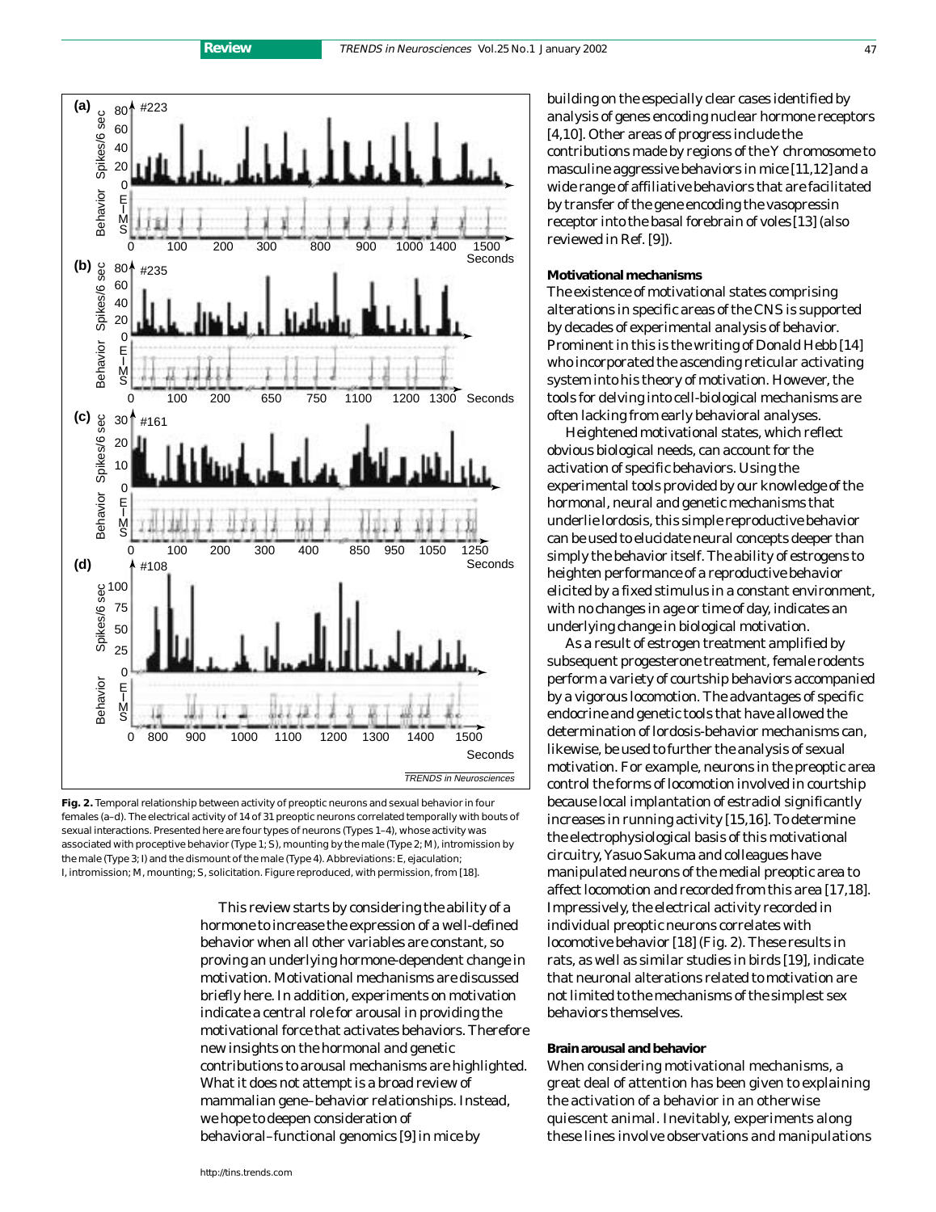(a) #223
Spikes/6 sec
80
60
40
20
0
Behavior
E
I
M
S
0 100 200 300 800 900 1000 1400 1500
Seconds

(b) #235
Spikes/6 sec
80
60
40
20
0
Behavior
E
I
M
S
0 100 200 650 750 1100 1200 1300 Seconds

(c) #161
Spikes/6 sec
30
20
10
0
Behavior
E
I
M
S
0 100 200 300 400 850 950 1050 1250
Seconds

(d) #108
Spikes/6 sec
100
75
50
25
0
Behavior
E
I
M
S
0 800 900 1000 1100 1200 1300 1400 1500
Seconds

TRENDS in Neurosciences

**Fig. 2.** Temporal relationship between activity of preoptic neurons and sexual behavior in four females (a–d). The electrical activity of 14 of 31 preoptic neurons correlated temporally with bouts of sexual interactions. Presented here are four types of neurons (Types 1–4), whose activity was associated with proceptive behavior (Type 1; S), mounting by the male (Type 2; M), intromission by the male (Type 3; I) and the dismount of the male (Type 4). Abbreviations: E, ejaculation; I, intromission; M, mounting; S, solicitation. Figure reproduced, with permission, from [18].

This review starts by considering the ability of a hormone to increase the expression of a well-defined behavior when all other variables are constant, so proving an underlying hormone-dependent change in motivation. Motivational mechanisms are discussed briefly here. In addition, experiments on motivation indicate a central role for arousal in providing the motivational force that activates behaviors. Therefore new insights on the hormonal and genetic contributions to arousal mechanisms are highlighted. What it does not attempt is a broad review of mammalian gene–behavior relationships. Instead, we hope to deepen consideration of behavioral–functional genomics [9] in mice by building on the especially clear cases identified by analysis of genes encoding nuclear hormone receptors [4,10]. Other areas of progress include the contributions made by regions of the Y chromosome to masculine aggressive behaviors in mice [11,12] and a wide range of affiliative behaviors that are facilitated by transfer of the gene encoding the vasopressin receptor into the basal forebrain of voles [13] (also reviewed in Ref. [9]).

#### Motivational mechanisms

The existence of motivational states comprising alterations in specific areas of the CNS is supported by decades of experimental analysis of behavior. Prominent in this is the writing of Donald Hebb [14] who incorporated the ascending reticular activating system into his theory of motivation. However, the tools for delving into cell-biological mechanisms are often lacking from early behavioral analyses.

Heightened motivational states, which reflect obvious biological needs, can account for the activation of specific behaviors. Using the experimental tools provided by our knowledge of the hormonal, neural and genetic mechanisms that underlie lordosis, this simple reproductive behavior can be used to elucidate neural concepts deeper than simply the behavior itself. The ability of estrogens to heighten performance of a reproductive behavior elicited by a fixed stimulus in a constant environment, with no changes in age or time of day, indicates an underlying change in biological motivation.

As a result of estrogen treatment amplified by subsequent progesterone treatment, female rodents perform a variety of courtship behaviors accompanied by a vigorous locomotion. The advantages of specific endocrine and genetic tools that have allowed the determination of lordosis-behavior mechanisms can, likewise, be used to further the analysis of sexual motivation. For example, neurons in the preoptic area control the forms of locomotion involved in courtship because local implantation of estradiol significantly increases in running activity [15,16]. To determine the electrophysiological basis of this motivational circuitry, Yasuo Sakuma and colleagues have manipulated neurons of the medial preoptic area to affect locomotion and recorded from this area [17,18]. Impressively, the electrical activity recorded in individual preoptic neurons correlates with locomotive behavior [18] (Fig. 2). These results in rats, as well as similar studies in birds [19], indicate that neuronal alterations related to motivation are not limited to the mechanisms of the simplest sex behaviors themselves.

#### Brain arousal and behavior

When considering motivational mechanisms, a great deal of attention has been given to explaining the activation of a behavior in an otherwise quiescent animal. Inevitably, experiments along these lines involve observations and manipulations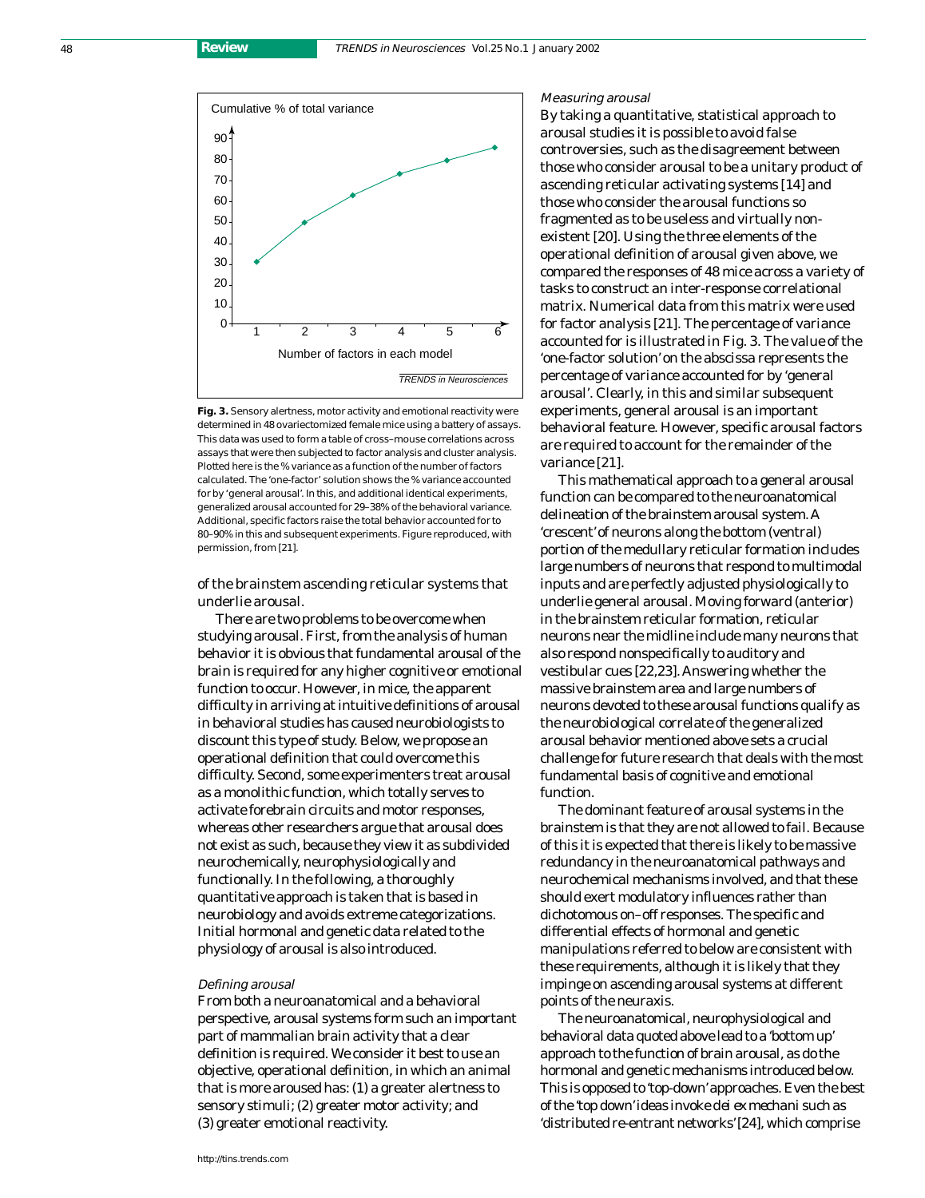Fig. 3. Sensory alertness, motor activity and emotional reactivity were determined in 48 ovariectomized female mice using a battery of assays. This data was used to form a table of cross–mouse correlations across assays that were then subjected to factor analysis and cluster analysis. Plotted here is the % variance as a function of the number of factors calculated. The 'one-factor' solution shows the % variance accounted for by 'general arousal'. In this, and additional inidital experiments, generalized arousal accounted for 29–38% of the behavioral variance. Additional, specific factors raise the total behavior accounted for to 80–90% in this and subsequent experiments. Figure reproduced, with permission, from [21].

of the brainstem ascending reticular systems that underlie arousal.

There are two problems to be overcome when studying arousal. First, from the analysis of human behavior it is obvious that fundamental arousal of the brain is required for any higher cognitive or emotional function to occur. However, in mice, the apparent difficulty in arriving at intuitive definitions of arousal in behavioral studies has caused neurobiologists to discount this type of study. Below, we propose an operational definition that could overcome this difficulty. Second, some experimenters treat arousal as a monolithic function, which totally serves to activate forebrain circuits and motor responses, whereas other researchers argue that arousal does not exist as such, because they view it as subdivided neurochemically, neurophysiologically and functionally. In the following, a thoroughly quantitative approach is taken that is based in neurobiology and avoids extreme categorizations. Initial hormonal and genetic data related to the physiology of arousal is also introduced.

### *Defining arousal*

From both a neuroanatomical and a behavioral perspective, arousal systems form such an important part of mammalian brain activity that a clear definition is required. We consider it best to use an objective, operational definition, in which an animal that is more aroused has: (1) a greater alertness to sensory stimuli; (2) greater motor activity; and (3) greater emotional reactivity.

### *Measuring arousal*

By taking a quantitative, statistical approach to arousal studies it is possible to avoid false controversies, such as the disagreement between those who consider arousal to be a unitary product of ascending reticular activating systems [14] and those who consider the arousal functions so fragmented as to be useless and virtually non-existent [20]. Using the three elements of the operational definition of arousal given above, we compared the responses of 48 mice across a variety of tasks to construct an inter-response correlational matrix. Numerical data from this matrix were used for factor analysis [21]. The percentage of variance accounted for is illustrated in Fig. 3. The value of the 'one-factor solution' on the abscissa represents the percentage of variance accounted for by 'general arousal'. Clearly, in this and similar subsequent experiments, general arousal is an important behavioral feature. However, specific arousal factors are required to account for the remainder of the variance [21].

This mathematical approach to a general arousal function can be compared to the neuroanatomical delineation of the brainstem arousal system. A 'crescent' of neurons along the bottom (ventral) portion of the medullary reticular formation includes large numbers of neurons that respond to multimodal inputs and are perfectly adjusted physiologically to underlie general arousal. Moving forward (anterior) in the brainstem reticular formation, reticular neurons near the midline include many neurons that also respond nonspecifically to auditory and vestibular cues [22,23]. Answering whether the massive brainstem area and large numbers of neurons devoted to these arousal functions qualify as the neurobiological correlate of the generalized arousal behavior mentioned above sets a crucial challenge for future research that deals with the most fundamental basis of cognitive and emotional function.

The dominant feature of arousal systems in the brainstem is that they are not allowed to fail. Because of this it is expected that there is likely to be massive redundancy in the neuroanatomical pathways and neurochemical mechanisms involved, and that these should exert modulatory influences rather than dichotomous on–off responses. The specific and differential effects of hormonal and genetic manipulations referred to below are consistent with these requirements, although it is likely that they impinge on ascending arousal systems at different points of the neuraxis.

The neuroanatomical, neurophysiological and behavioral data quoted above lead to a 'bottom up' approach to the function of brain arousal, as do the hormonal and genetic mechanisms introduced below. This is opposed to 'top-down' approaches. Even the best of the 'top down' ideas invoke dei ex mechani such as 'distributed re-entrant networks' [24], which comprise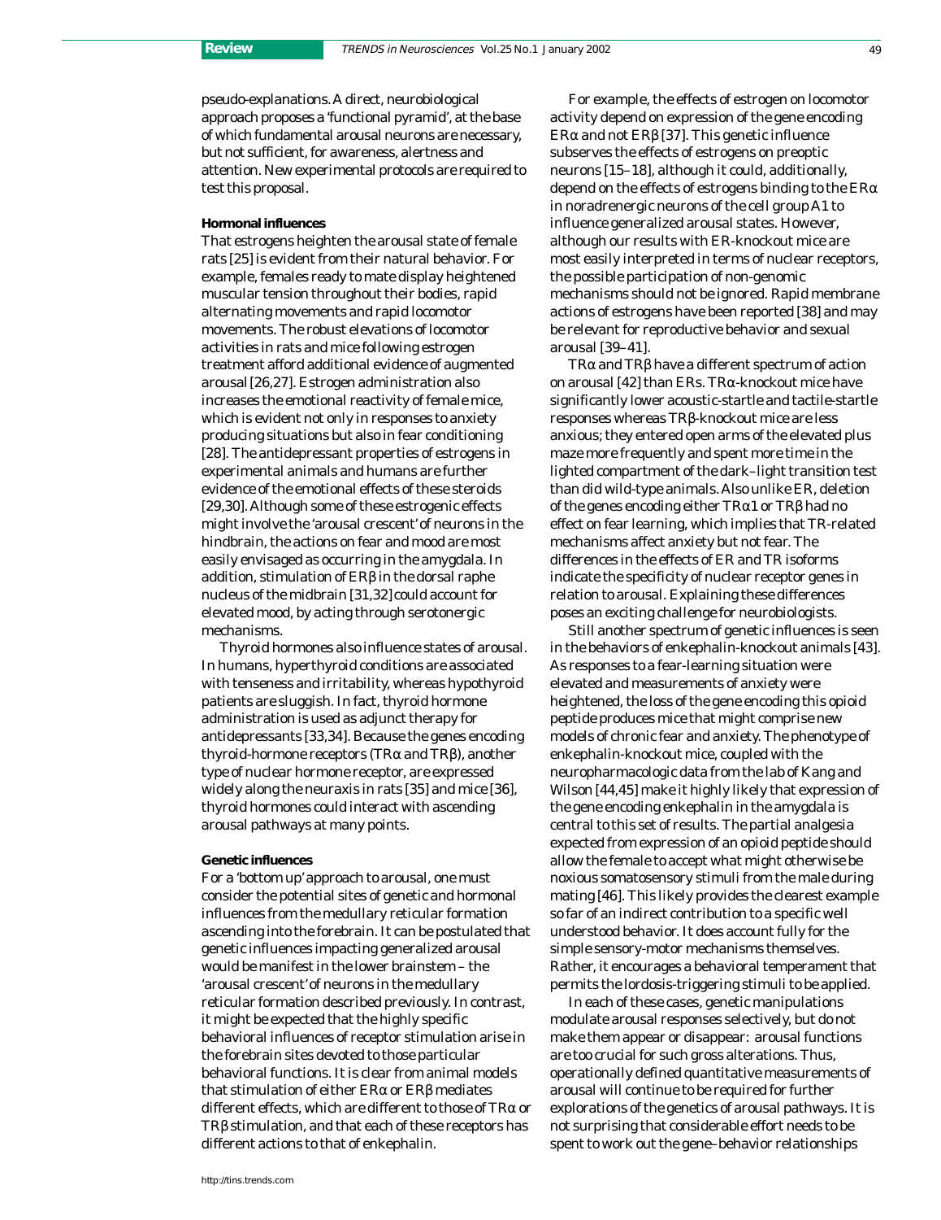pseudo-explanations. A direct, neurobiological approach proposes a 'functional pyramid', at the base of which fundamental arousal neurons are necessary, but not sufficient, for awareness, alertness and attention. New experimental protocols are required to test this proposal.

### Hormonal influences

That estrogens heighten the arousal state of female rats [25] is evident from their natural behavior. For example, females ready to mate display heightened muscular tension throughout their bodies, rapid alternating movements and rapid locomotor movements. The robust elevations of locomotor activities in rats and mice following estrogen treatment afford additional evidence of augmented arousal [26,27]. Estrogen administration also increases the emotional reactivity of female mice, which is evident not only in responses to anxiety producing situations but also in fear conditioning [28]. The antidepressant properties of estrogens in experimental animals and humans are further evidence of the emotional effects of these steroids [29,30]. Although some of these estrogenic effects might involve the 'arousal crescent' of neurons in the hindbrain, the actions on fear and mood are most easily envisaged as occurring in the amygdala. In addition, stimulation of ERβ in the dorsal raphe nucleus of the midbrain [31,32] could account for elevated mood, by acting through serotonergic mechanisms.

Thyroid hormones also influence states of arousal. In humans, hyperthyroid conditions are associated with tenseness and irritability, whereas hypothyroid patients are sluggish. In fact, thyroid hormone administration is used as adjunct therapy for antidepressants [33,34]. Because the genes encoding thyroid-hormone receptors (TRα and TRβ), another type of nuclear hormone receptor, are expressed widely along the neuraxis in rats [35] and mice [36], thyroid hormones could interact with ascending arousal pathways at many points.

### Genetic influences

For a 'bottom up' approach to arousal, one must consider the potential sites of genetic and hormonal influences from the medullary reticular formation ascending into the forebrain. It can be postulated that genetic influences impacting generalized arousal would be manifest in the lower brainstem – the 'arousal crescent' of neurons in the medullary reticular formation described previously. In contrast, it might be expected that the highly specific behavioral influences of receptor stimulation arise in the forebrain sites devoted to those particular behavioral functions. It is clear from animal models that stimulation of either ERα or ERβ mediates different effects, which are different to those of TRα or TRβ stimulation, and that each of these receptors has different actions to that of enkephalin.

For example, the effects of estrogen on locomotor activity depend on expression of the gene encoding ERα and not ERβ [37]. This genetic influence subserves the effects of estrogens on preoptic neurons [15–18], although it could, additionally, depend on the effects of estrogens binding to the ERα in noradrenergic neurons of the cell group A1 to influence generalized arousal states. However, although our results with ER-knockout mice are most easily interpreted in terms of nuclear receptors, the possible participation of non-genomic mechanisms should not be ignored. Rapid membrane actions of estrogens have been reported [38] and may be relevant for reproductive behavior and sexual arousal [39–41].

TRα and TRβ have a different spectrum of action on arousal [42] than ERs. TRα-knockout mice have significantly lower acoustic-startle and tactile-startle responses whereas TRβ-knockout mice are less anxious; they entered open arms of the elevated plus maze more frequently and spent more time in the lighted compartment of the dark–light transition test than did wild-type animals. Also unlike ER, deletion of the genes encoding either TRα1 or TRβ had no effect on fear learning, which implies that TR-related mechanisms affect anxiety but not fear. The differences in the effects of ER and TR isoforms indicate the specificity of nuclear receptor genes in relation to arousal. Explaining these differences poses an exciting challenge for neurobiologists.

Still another spectrum of genetic influences is seen in the behaviors of enkephalin-knockout animals [43]. As responses to a fear-learning situation were elevated and measurements of anxiety were heightened, the loss of the gene encoding this opioid peptide produces mice that might comprise new models of chronic fear and anxiety. The phenotype of enkephalin-knockout mice, coupled with the neuropharmacologic data from the lab of Kang and Wilson [44,45] make it highly likely that expression of the gene encoding enkephalin in the amygdala is central to this set of results. The partial analgesia expected from expression of an opioid peptide should allow the female to accept what might otherwise be noxious somatosensory stimuli from the male during mating [46]. This likely provides the clearest example so far of an indirect contribution to a specific well understood behavior. It does account fully for the simple sensory-motor mechanisms themselves. Rather, it encourages a behavioral temperament that permits the lordosis-triggering stimuli to be applied.

In each of these cases, genetic manipulations modulate arousal responses selectively, but do not make them appear or disappear: arousal functions are too crucial for such gross alterations. Thus, operationally defined quantitative measurements of arousal will continue to be required for further explorations of the genetics of arousal pathways. It is not surprising that considerable effort needs to be spent to work out the gene–behavior relationships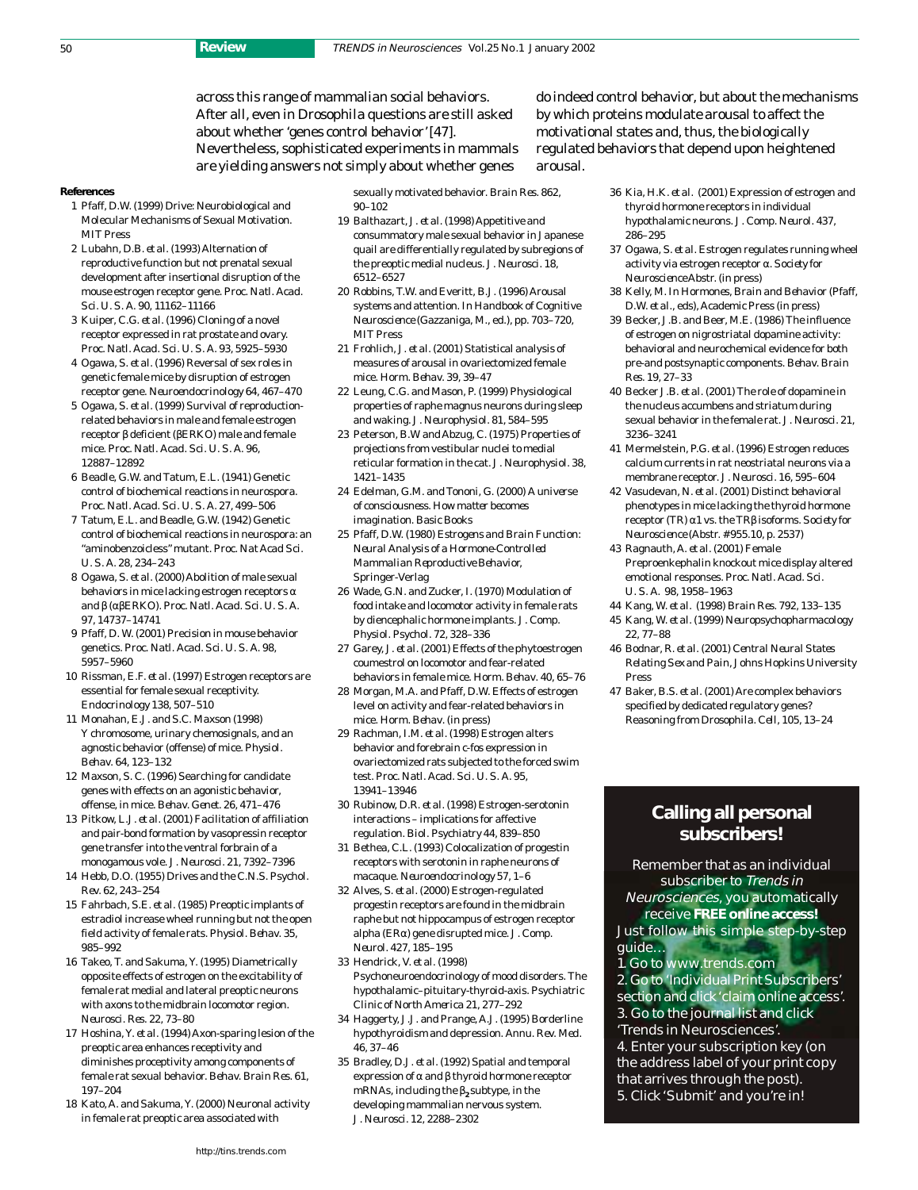across this range of mammalian social behaviors. After all, even in *Drosophila* questions are still asked about whether 'genes control behavior' [47]. Nevertheless, sophisticated experiments in mammals are yielding answers not simply about whether genes do indeed control behavior, but about the mechanisms by which proteins modulate arousal to affect the motivational states and, thus, the biologically regulated behaviors that depend upon heightened arousal.

### References

1 Pfaff, D.W. (1999) *Drive: Neurobiological and Molecular Mechanisms of Sexual Motivation.* MIT Press

2 Lubahn, D.B. *et al.* (1993) Alternation of reproductive function but not prenatal sexual development after insertional disruption of the mouse estrogen receptor gene. *Proc. Natl. Acad. Sci. U. S. A.* 90, 11162–11166

3 Kuiper, C.G. *et al.* (1996) Cloning of a novel receptor expressed in rat prostate and ovary. *Proc. Natl. Acad. Sci. U. S. A.* 93, 5925–5930

4 Ogawa, S. *et al.* (1996) Reversal of sex roles in genetic female mice by disruption of estrogen receptor gene. *Neuroendocrinology* 64, 467–470

5 Ogawa, S. *et al.* (1999) Survival of reproduction-related behaviors in male and female estrogen receptor β deficient (βERKO) male and female mice. *Proc. Natl. Acad. Sci. U. S. A.* 96, 12887–12892

6 Beadle, G.W. and Tatum, E.L. (1941) Genetic control of biochemical reactions in neurospora. *Proc. Natl. Acad. Sci. U. S. A.* 27, 499–506

7 Tatum, E.L. and Beadle, G.W. (1942) Genetic control of biochemical reactions in neurospora: an "aminobenzoicless" mutant. *Proc. Nat Acad Sci. U. S. A.* 28, 234–243

8 Ogawa, S. *et al.* (2000) Abolition of male sexual behaviors in mice lacking estrogen receptors α and β (αβERKO). *Proc. Natl. Acad. Sci. U. S. A.* 97, 14737–14741

9 Pfaff, D. W. (2001) Precision in mouse behavior genetics. *Proc. Natl. Acad. Sci. U. S. A.* 98, 5957–5960

10 Rissman, E.F. *et al.* (1997) Estrogen receptors are essential for female sexual receptivity. *Endocrinology* 138, 507–510

11 Monahan, E.J. and S.C. Maxson (1998) Y chromosome, urinary chemosignals, and an agnostic behavior (offense) of mice. *Physiol. Behav.* 64, 123–132

12 Maxson, S. C. (1996) Searching for candidate genes with effects on an agonistic behavior, offense, in mice. *Behav. Genet.* 26, 471–476

13 Pitkow, L.J. *et al.* (2001) Facilitation of affiliation and pair-bond formation by vasopressin receptor gene transfer into the ventral forbrain of a monogamous vole. *J. Neurosci.* 21, 7392–7396

14 Hebb, D.O. (1955) Drives and the C.N.S. *Psychol. Rev.* 62, 243–254

15 Fahrbach, S.E. *et al.* (1985) Preoptic implants of estradiol increase wheel running but not the open field activity of female rats. *Physiol. Behav.* 35, 985–992

16 Takeo, T. and Sakuma, Y. (1995) Diametrically opposite effects of estrogen on the excitability of female rat medial and lateral preoptic neurons with axons to the midbrain locomotor region. *Neurosci. Res.* 22, 73–80

17 Hoshina, Y. *et al.* (1994) Axon-sparing lesion of the preoptic area enhances receptivity and diminishes proceptivity among components of female rat sexual behavior. *Behav. Brain Res.* 61, 197–204

18 Kato, A. and Sakuma, Y. (2000) Neuronal activity in female rat preoptic area associated with sexually motivated behavior. *Brain Res.* 862, 90–102

19 Balthazart, J. *et al.* (1998) Appetitive and consummatory male sexual behavior in Japanese quail are differentially regulated by subregions of the preoptic medial nucleus. *J. Neurosci.* 18, 6512–6527

20 Robbins, T.W. and Everitt, B.J. (1996) Arousal systems and attention. In *Handbook of Cognitive Neuroscience* (Gazzaniga, M., ed.), pp. 703–720, MIT Press

21 Frohlich, J. *et al.* (2001) Statistical analysis of measures of arousal in ovariectomized female mice. *Horm. Behav.* 39, 39–47

22 Leung, C.G. and Mason, P. (1999) Physiological properties of raphe magnus neurons during sleep and waking. *J. Neurophysiol.* 81, 584–595

23 Peterson, B.W and Abzug, C. (1975) Properties of projections from vestibular nuclei to medial reticular formation in the cat. *J. Neurophysiol.* 38, 1421–1435

24 Edelman, G.M. and Tononi, G. (2000) *A universe of consciousness. How matter becomes imagination.* Basic Books

25 Pfaff, D.W. (1980) *Estrogens and Brain Function: Neural Analysis of a Hormone-Controlled Mammalian Reproductive Behavior,* Springer-Verlag

26 Wade, G.N. and Zucker, I. (1970) Modulation of food intake and locomotor activity in female rats by diencephalic hormone implants. *J. Comp. Physiol. Psychol.* 72, 328–336

27 Garey, J. *et al.* (2001) Effects of the phytoestrogen coumestrol on locomotor and fear-related behaviors in female mice. *Horm. Behav.* 40, 65–76

28 Morgan, M.A. and Pfaff, D.W. Effects of estrogen level on activity and fear-related behaviors in mice. *Horm. Behav.* (in press)

29 Rachman, I.M. *et al.* (1998) Estrogen alters behavior and forebrain c-fos expression in ovariectomized rats subjected to the forced swim test. *Proc. Natl. Acad. Sci. U. S. A.* 95, 13941–13946

30 Rubinow, D.R. *et al.* (1998) Estrogen-serotonin interactions – implications for affective regulation. *Biol. Psychiatry* 44, 839–850

31 Bethea, C.L. (1993) Colocalization of progestin receptors with serotonin in raphe neurons of macaque. *Neuroendocrinology* 57, 1–6

32 Alves, S. *et al.* (2000) Estrogen-regulated progestin receptors are found in the midbrain raphe but not hippocampus of estrogen receptor alpha (ERα) gene disrupted mice. *J. Comp. Neurol.* 427, 185–195

33 Hendrick, V. *et al.* (1998) Psychoneuroendocrinology of mood disorders. The hypothalamic–pituitary-thyroid-axis. *Psychiatric Clinic of North America* 21, 277–292

34 Haggerty, J.J. and Prange, A.J. (1995) Borderline hypothyroidism and depression. *Annu. Rev. Med.* 46, 37–46

35 Bradley, D.J. *et al.* (1992) Spatial and temporal expression of α and β thyroid hormone receptor mRNAs, including the $\beta_2$ subtype, in the developing mammalian nervous system. *J. Neurosci.* 12, 2288–2302

36 Kia, H.K. *et al.* (2001) Expression of estrogen and thyroid hormone receptors in individual hypothalamic neurons. *J. Comp. Neurol.* 437, 286–295

37 Ogawa, S. *et al.* Estrogen regulates running wheel activity via estrogen receptor α. *Society for Neuroscience Abstr.* (in press)

38 Kelly, M. In *Hormones, Brain and Behavior* (Pfaff, D.W. *et al.*, eds), Academic Press (in press)

39 Becker, J.B. and Beer, M.E. (1986) The influence of estrogen on nigrostriatal dopamine activity: behavioral and neurochemical evidence for both pre-and postsynaptic components. *Behav. Brain Res.* 19, 27–33

40 Becker J.B. *et al.* (2001) The role of dopamine in the nucleus accumbens and striatum during sexual behavior in the female rat. *J. Neurosci.* 21, 3236–3241

41 Mermelstein, P.G. *et al.* (1996) Estrogen reduces calcium currents in rat neostriatal neurons via a membrane receptor. *J. Neurosci.* 16, 595–604

42 Vasudevan, N. *et al.* (2001) Distinct behavioral phenotypes in mice lacking the thyroid hormone receptor (TR) α1 vs. the TRβ isoforms. *Society for Neuroscience* (Abstr. #955.10, p. 2537)

43 Ragnauth, A. *et al.* (2001) Female Preproenkephalin knockout mice display altered emotional responses. *Proc. Natl. Acad. Sci. U. S. A.* 98, 1958–1963

44 Kang, W. *et al.* (1998) *Brain Res.* 792, 133–135

45 Kang, W. *et al.* (1999) *Neuropsychopharmacology* 22, 77–88

46 Bodnar, R. *et al.* (2001) *Central Neural States Relating Sex and Pain,* Johns Hopkins University Press

47 Baker, B.S. *et al.* (2001) Are complex behaviors specified by dedicated regulatory genes? Reasoning from *Drosophila*. *Cell*, 105, 13–24

## Calling all personal subscribers!

Remember that as an individual subscriber to *Trends in Neurosciences*, you automatically receive **FREE online access!**

Just follow this simple step-by-step guide…

1. Go to www.trends.com
2. Go to 'Individual Print Subscribers' section and click 'claim online access'.
3. Go to the journal list and click 'Trends in Neurosciences'.
4. Enter your subscription key (on the address label of your print copy that arrives through the post).
5. Click 'Submit' and you're in!